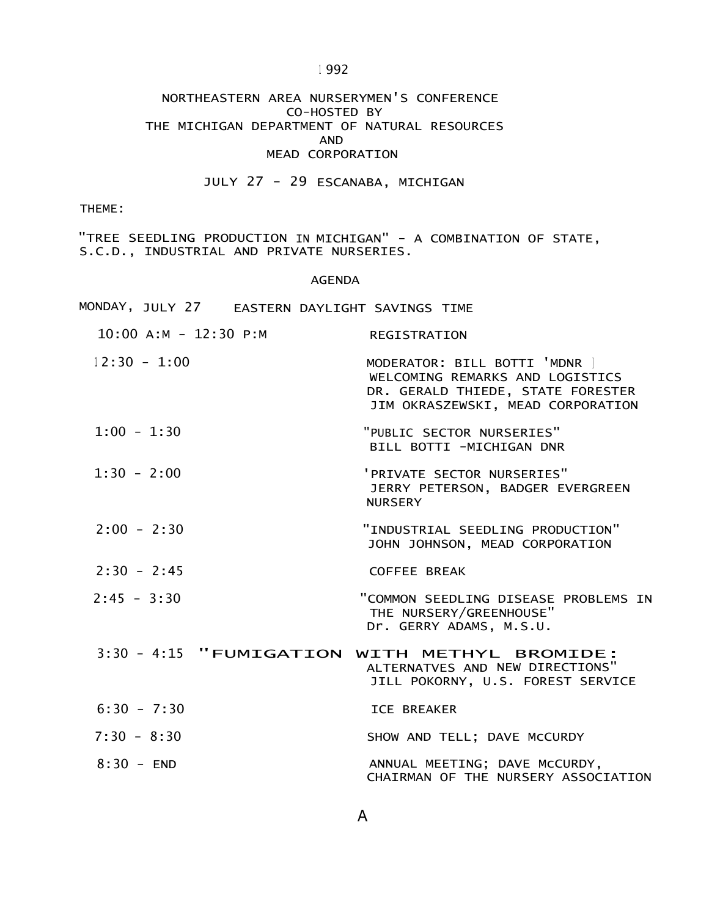1992

# NORTHEASTERN AREA NURSERYMEN'S CONFERENCE
## CO-HOSTED BY
## THE MICHIGAN DEPARTMENT OF NATURAL RESOURCES
## AND
## MEAD CORPORATION

JULY 27 - 29 ESCANABA, MICHIGAN

THEME:

"TREE SEEDLING PRODUCTION IN MICHIGAN" - A COMBINATION OF STATE, S.C.D., INDUSTRIAL AND PRIVATE NURSERIES.

## AGENDA

MONDAY, JULY 27 EASTERN DAYLIGHT SAVINGS TIME

| | |
|---|---|
| 10:00 A:M - 12:30 P:M | REGISTRATION |
| 12:30 - 1:00 | MODERATOR: BILL BOTTI 'MDNR )<br>WELCOMING REMARKS AND LOGISTICS<br>DR. GERALD THIEDE, STATE FORESTER<br>JIM OKRASZEWSKI, MEAD CORPORATION |
| 1:00 - 1:30 | "PUBLIC SECTOR NURSERIES"<br>BILL BOTTI -MICHIGAN DNR |
| 1:30 - 2:00 | 'PRIVATE SECTOR NURSERIES"<br>JERRY PETERSON, BADGER EVERGREEN NURSERY |
| 2:00 - 2:30 | "INDUSTRIAL SEEDLING PRODUCTION"<br>JOHN JOHNSON, MEAD CORPORATION |
| 2:30 - 2:45 | COFFEE BREAK |
| 2:45 - 3:30 | "COMMON SEEDLING DISEASE PROBLEMS IN THE NURSERY/GREENHOUSE"<br>Dr. GERRY ADAMS, M.S.U. |
| 3:30 - 4:15 | "FUMIGATION WITH METHYL BROMIDE: ALTERNATVES AND NEW DIRECTIONS"<br>JILL POKORNY, U.S. FOREST SERVICE |
| 6:30 - 7:30 | ICE BREAKER |
| 7:30 - 8:30 | SHOW AND TELL; DAVE McCURDY |
| 8:30 - END | ANNUAL MEETING; DAVE McCURDY, CHAIRMAN OF THE NURSERY ASSOCIATION |

A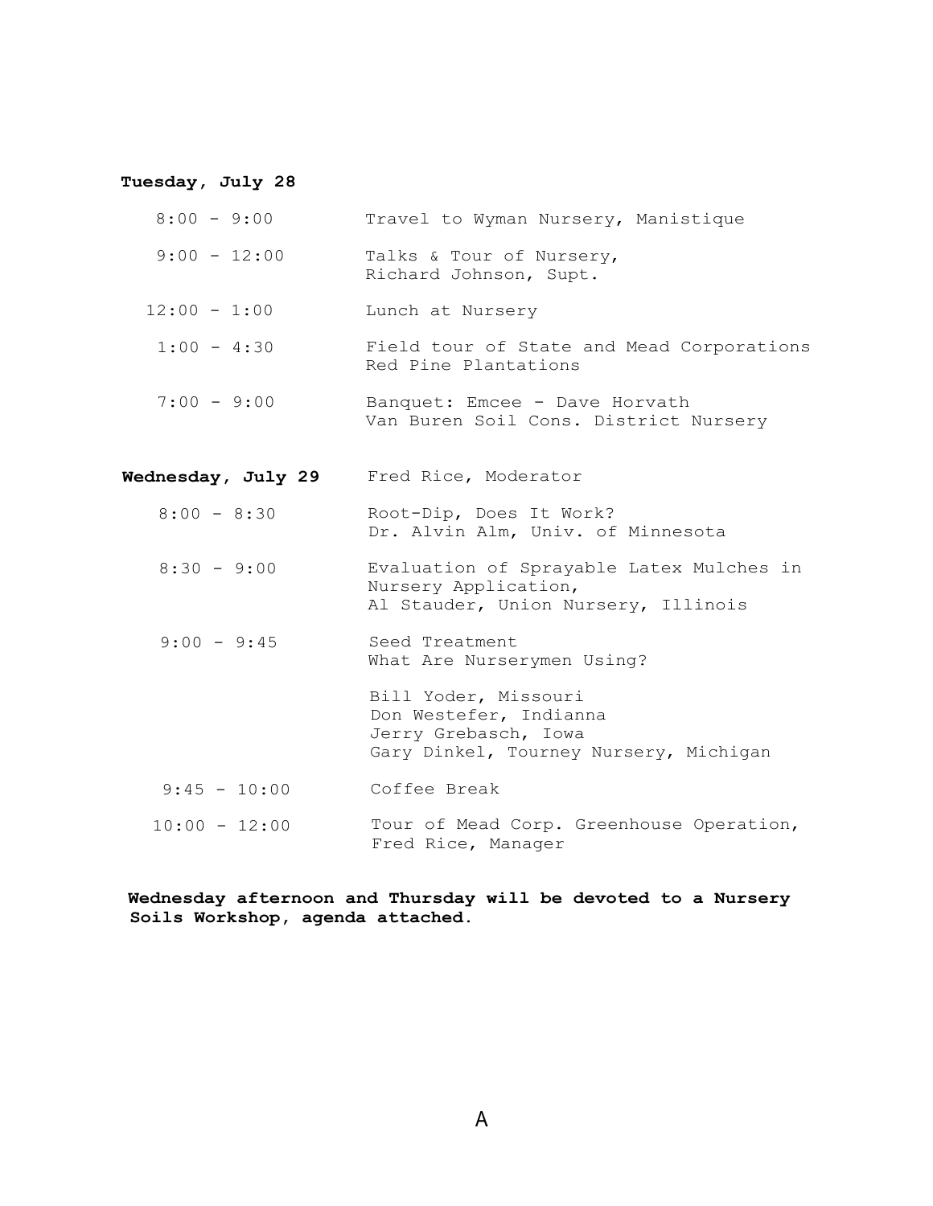**Tuesday, July 28**

| | |
|---|---|
| 8:00 - 9:00 | Travel to Wyman Nursery, Manistique |
| 9:00 - 12:00 | Talks & Tour of Nursery, Richard Johnson, Supt. |
| 12:00 - 1:00 | Lunch at Nursery |
| 1:00 - 4:30 | Field tour of State and Mead Corporations Red Pine Plantations |
| 7:00 - 9:00 | Banquet: Emcee - Dave Horvath, Van Buren Soil Cons. District Nursery |

**Wednesday, July 29** Fred Rice, Moderator

| | |
|---|---|
| 8:00 - 8:30 | Root-Dip, Does It Work? Dr. Alvin Alm, Univ. of Minnesota |
| 8:30 - 9:00 | Evaluation of Sprayable Latex Mulches in Nursery Application, Al Stauder, Union Nursery, Illinois |
| 9:00 - 9:45 | Seed Treatment What Are Nurserymen Using? Bill Yoder, Missouri; Don Westefer, Indianna; Jerry Grebasch, Iowa; Gary Dinkel, Tourney Nursery, Michigan |
| 9:45 - 10:00 | Coffee Break |
| 10:00 - 12:00 | Tour of Mead Corp. Greenhouse Operation, Fred Rice, Manager |

**Wednesday afternoon and Thursday will be devoted to a Nursery Soils Workshop, agenda attached.**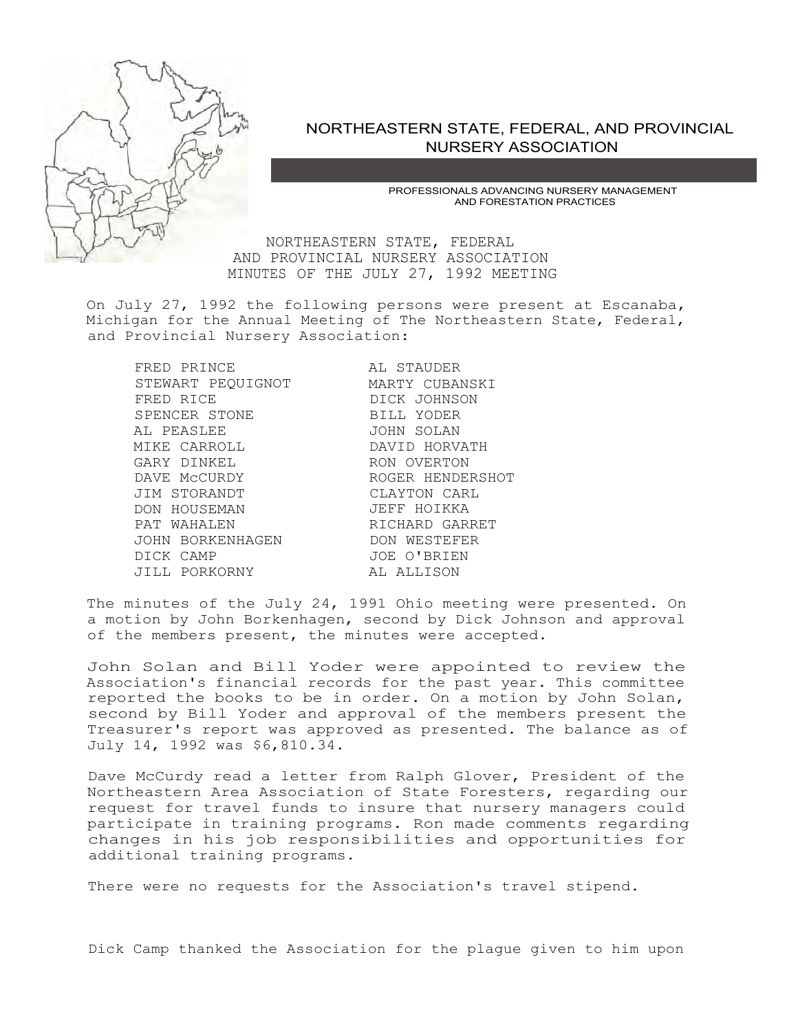# NORTHEASTERN STATE, FEDERAL, AND PROVINCIAL NURSERY ASSOCIATION

PROFESSIONALS ADVANCING NURSERY MANAGEMENT AND FORESTATION PRACTICES

NORTHEASTERN STATE, FEDERAL AND PROVINCIAL NURSERY ASSOCIATION
MINUTES OF THE JULY 27, 1992 MEETING

On July 27, 1992 the following persons were present at Escanaba, Michigan for the Annual Meeting of The Northeastern State, Federal, and Provincial Nursery Association:

| | |
|---|---|
| FRED PRINCE | AL STAUDER |
| STEWART PEQUIGNOT | MARTY CUBANSKI |
| FRED RICE | DICK JOHNSON |
| SPENCER STONE | BILL YODER |
| AL PEASLEE | JOHN SOLAN |
| MIKE CARROLL | DAVID HORVATH |
| GARY DINKEL | RON OVERTON |
| DAVE McCURDY | ROGER HENDERSHOT |
| JIM STORANDT | CLAYTON CARL |
| DON HOUSEMAN | JEFF HOIKKA |
| PAT WAHALEN | RICHARD GARRET |
| JOHN BORKENHAGEN | DON WESTEFER |
| DICK CAMP | JOE O'BRIEN |
| JILL PORKORNY | AL ALLISON |

The minutes of the July 24, 1991 Ohio meeting were presented. On a motion by John Borkenhagen, second by Dick Johnson and approval of the members present, the minutes were accepted.

John Solan and Bill Yoder were appointed to review the Association's financial records for the past year. This committee reported the books to be in order. On a motion by John Solan, second by Bill Yoder and approval of the members present the Treasurer's report was approved as presented. The balance as of July 14, 1992 was $6,810.34.

Dave McCurdy read a letter from Ralph Glover, President of the Northeastern Area Association of State Foresters, regarding our request for travel funds to insure that nursery managers could participate in training programs. Ron made comments regarding changes in his job responsibilities and opportunities for additional training programs.

There were no requests for the Association's travel stipend.

Dick Camp thanked the Association for the plague given to him upon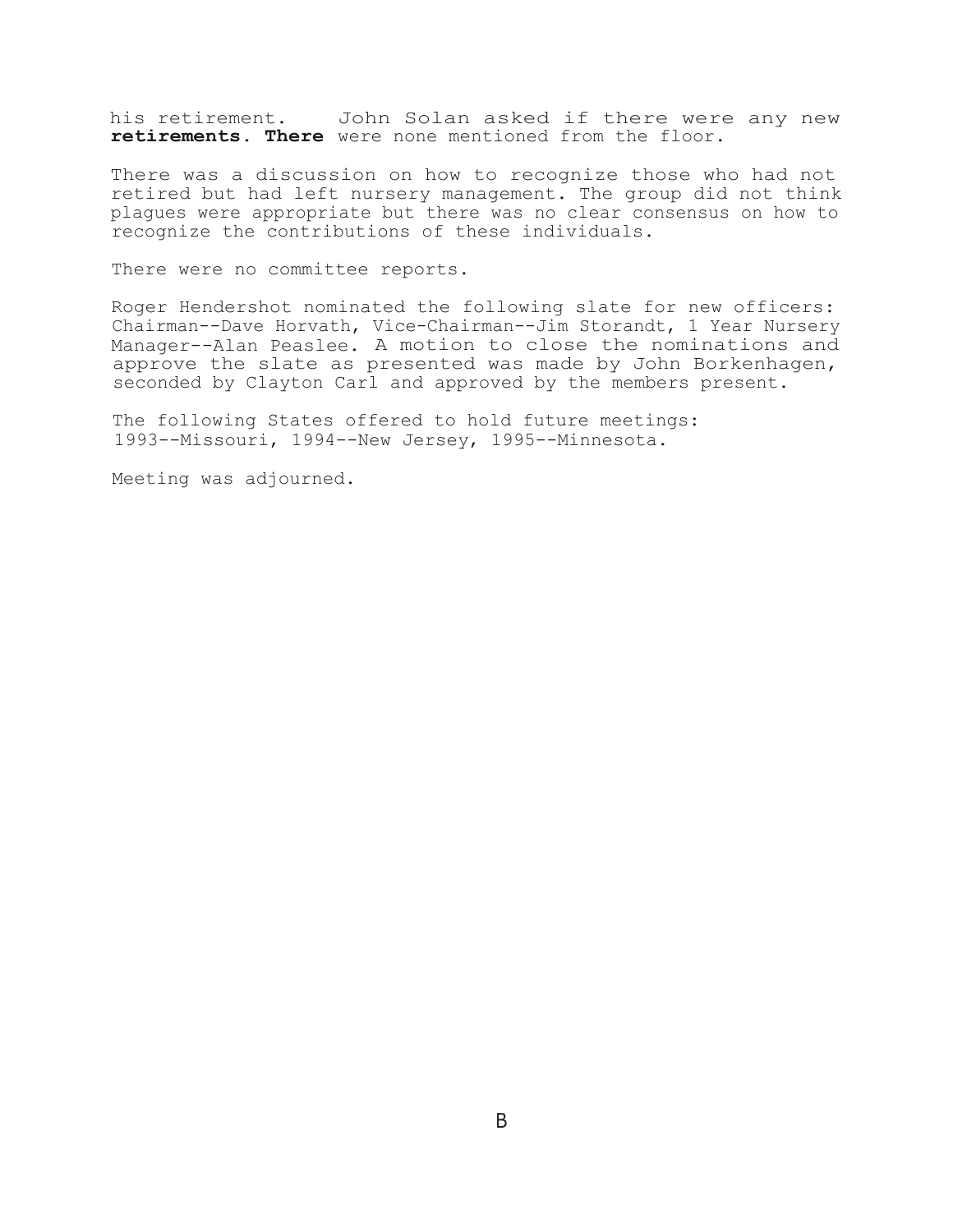his retirement. John Solan asked if there were any new **retirements. There** were none mentioned from the floor.

There was a discussion on how to recognize those who had not retired but had left nursery management. The group did not think plagues were appropriate but there was no clear consensus on how to recognize the contributions of these individuals.

There were no committee reports.

Roger Hendershot nominated the following slate for new officers: Chairman--Dave Horvath, Vice-Chairman--Jim Storandt, 1 Year Nursery Manager--Alan Peaslee. A motion to close the nominations and approve the slate as presented was made by John Borkenhagen, seconded by Clayton Carl and approved by the members present.

The following States offered to hold future meetings: 1993--Missouri, 1994--New Jersey, 1995--Minnesota.

Meeting was adjourned.